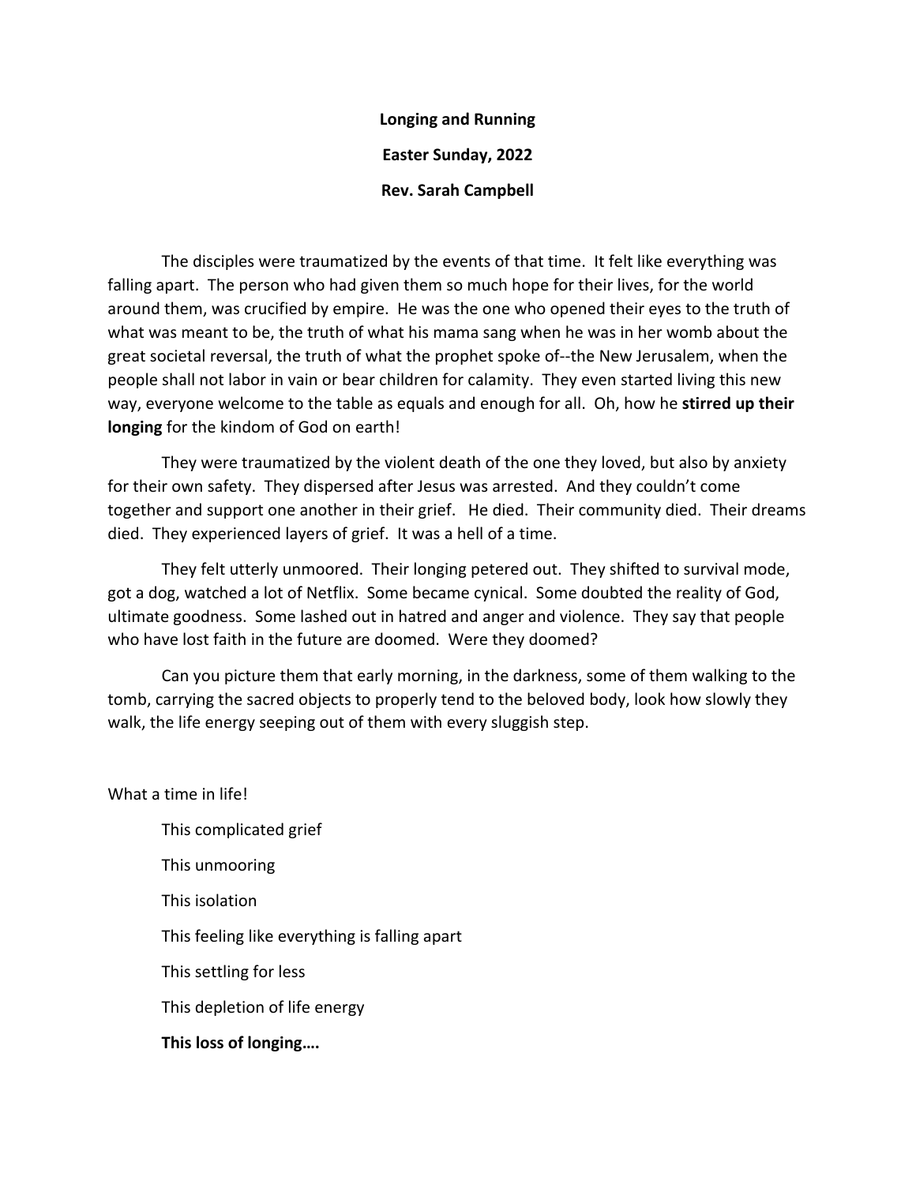**Longing and Running**

**Easter Sunday, 2022**

**Rev. Sarah Campbell**

The disciples were traumatized by the events of that time. It felt like everything was falling apart. The person who had given them so much hope for their lives, for the world around them, was crucified by empire. He was the one who opened their eyes to the truth of what was meant to be, the truth of what his mama sang when he was in her womb about the great societal reversal, the truth of what the prophet spoke of--the New Jerusalem, when the people shall not labor in vain or bear children for calamity. They even started living this new way, everyone welcome to the table as equals and enough for all. Oh, how he **stirred up their longing** for the kindom of God on earth!

They were traumatized by the violent death of the one they loved, but also by anxiety for their own safety. They dispersed after Jesus was arrested. And they couldn't come together and support one another in their grief. He died. Their community died. Their dreams died. They experienced layers of grief. It was a hell of a time.

They felt utterly unmoored. Their longing petered out. They shifted to survival mode, got a dog, watched a lot of Netflix. Some became cynical. Some doubted the reality of God, ultimate goodness. Some lashed out in hatred and anger and violence. They say that people who have lost faith in the future are doomed. Were they doomed?

Can you picture them that early morning, in the darkness, some of them walking to the tomb, carrying the sacred objects to properly tend to the beloved body, look how slowly they walk, the life energy seeping out of them with every sluggish step.

What a time in life!

This complicated grief

This unmooring

This isolation

This feeling like everything is falling apart

This settling for less

This depletion of life energy

**This loss of longing….**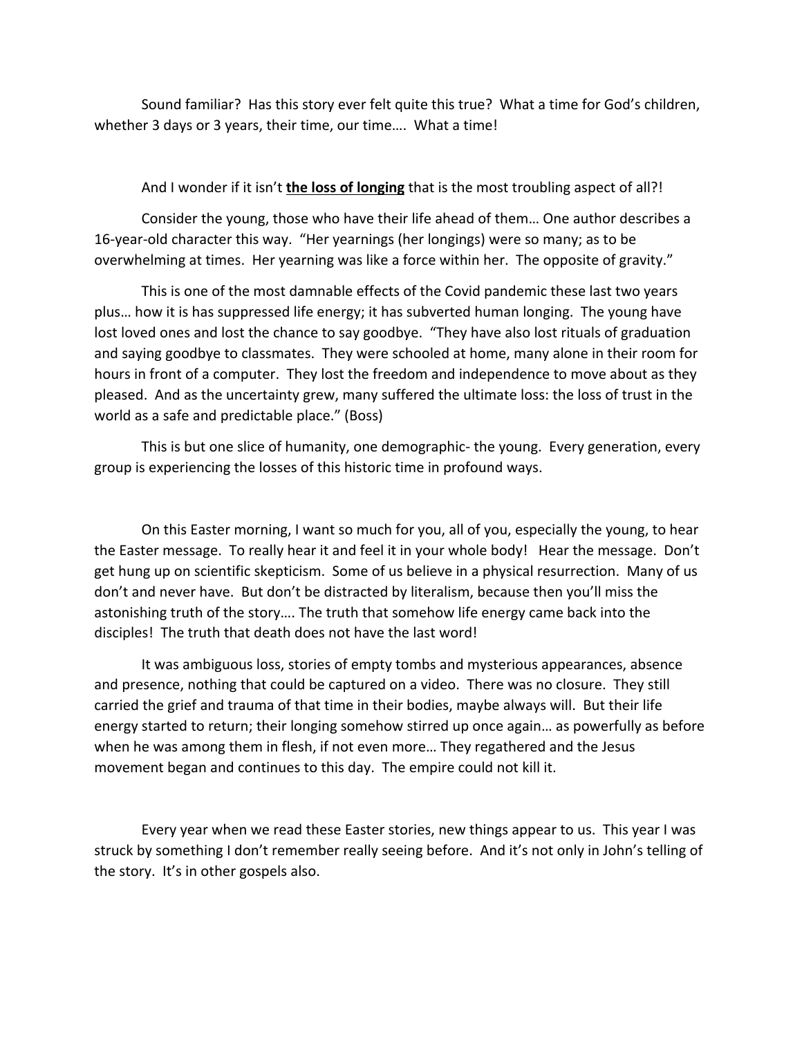Sound familiar? Has this story ever felt quite this true? What a time for God's children, whether 3 days or 3 years, their time, our time…. What a time!

And I wonder if it isn't **<u>the loss of longing</u>** that is the most troubling aspect of all?!

Consider the young, those who have their life ahead of them… One author describes a 16-year-old character this way. "Her yearnings (her longings) were so many; as to be overwhelming at times. Her yearning was like a force within her. The opposite of gravity."

This is one of the most damnable effects of the Covid pandemic these last two years plus… how it is has suppressed life energy; it has subverted human longing. The young have lost loved ones and lost the chance to say goodbye. "They have also lost rituals of graduation and saying goodbye to classmates. They were schooled at home, many alone in their room for hours in front of a computer. They lost the freedom and independence to move about as they pleased. And as the uncertainty grew, many suffered the ultimate loss: the loss of trust in the world as a safe and predictable place." (Boss)

This is but one slice of humanity, one demographic- the young. Every generation, every group is experiencing the losses of this historic time in profound ways.

On this Easter morning, I want so much for you, all of you, especially the young, to hear the Easter message. To really hear it and feel it in your whole body! Hear the message. Don't get hung up on scientific skepticism. Some of us believe in a physical resurrection. Many of us don't and never have. But don't be distracted by literalism, because then you'll miss the astonishing truth of the story…. The truth that somehow life energy came back into the disciples! The truth that death does not have the last word!

It was ambiguous loss, stories of empty tombs and mysterious appearances, absence and presence, nothing that could be captured on a video. There was no closure. They still carried the grief and trauma of that time in their bodies, maybe always will. But their life energy started to return; their longing somehow stirred up once again… as powerfully as before when he was among them in flesh, if not even more… They regathered and the Jesus movement began and continues to this day. The empire could not kill it.

Every year when we read these Easter stories, new things appear to us. This year I was struck by something I don't remember really seeing before. And it's not only in John's telling of the story. It's in other gospels also.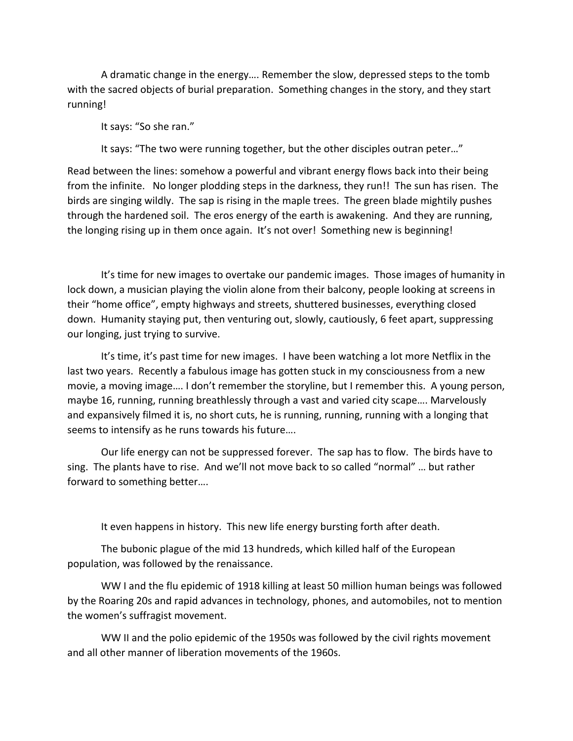A dramatic change in the energy…. Remember the slow, depressed steps to the tomb with the sacred objects of burial preparation. Something changes in the story, and they start running!

It says: "So she ran."

It says: "The two were running together, but the other disciples outran peter…"

Read between the lines: somehow a powerful and vibrant energy flows back into their being from the infinite. No longer plodding steps in the darkness, they run!! The sun has risen. The birds are singing wildly. The sap is rising in the maple trees. The green blade mightily pushes through the hardened soil. The eros energy of the earth is awakening. And they are running, the longing rising up in them once again. It's not over! Something new is beginning!

It's time for new images to overtake our pandemic images. Those images of humanity in lock down, a musician playing the violin alone from their balcony, people looking at screens in their "home office", empty highways and streets, shuttered businesses, everything closed down. Humanity staying put, then venturing out, slowly, cautiously, 6 feet apart, suppressing our longing, just trying to survive.

It's time, it's past time for new images. I have been watching a lot more Netflix in the last two years. Recently a fabulous image has gotten stuck in my consciousness from a new movie, a moving image…. I don't remember the storyline, but I remember this. A young person, maybe 16, running, running breathlessly through a vast and varied city scape…. Marvelously and expansively filmed it is, no short cuts, he is running, running, running with a longing that seems to intensify as he runs towards his future….

Our life energy can not be suppressed forever. The sap has to flow. The birds have to sing. The plants have to rise. And we'll not move back to so called "normal" … but rather forward to something better….

It even happens in history. This new life energy bursting forth after death.

The bubonic plague of the mid 13 hundreds, which killed half of the European population, was followed by the renaissance.

WW I and the flu epidemic of 1918 killing at least 50 million human beings was followed by the Roaring 20s and rapid advances in technology, phones, and automobiles, not to mention the women's suffragist movement.

WW II and the polio epidemic of the 1950s was followed by the civil rights movement and all other manner of liberation movements of the 1960s.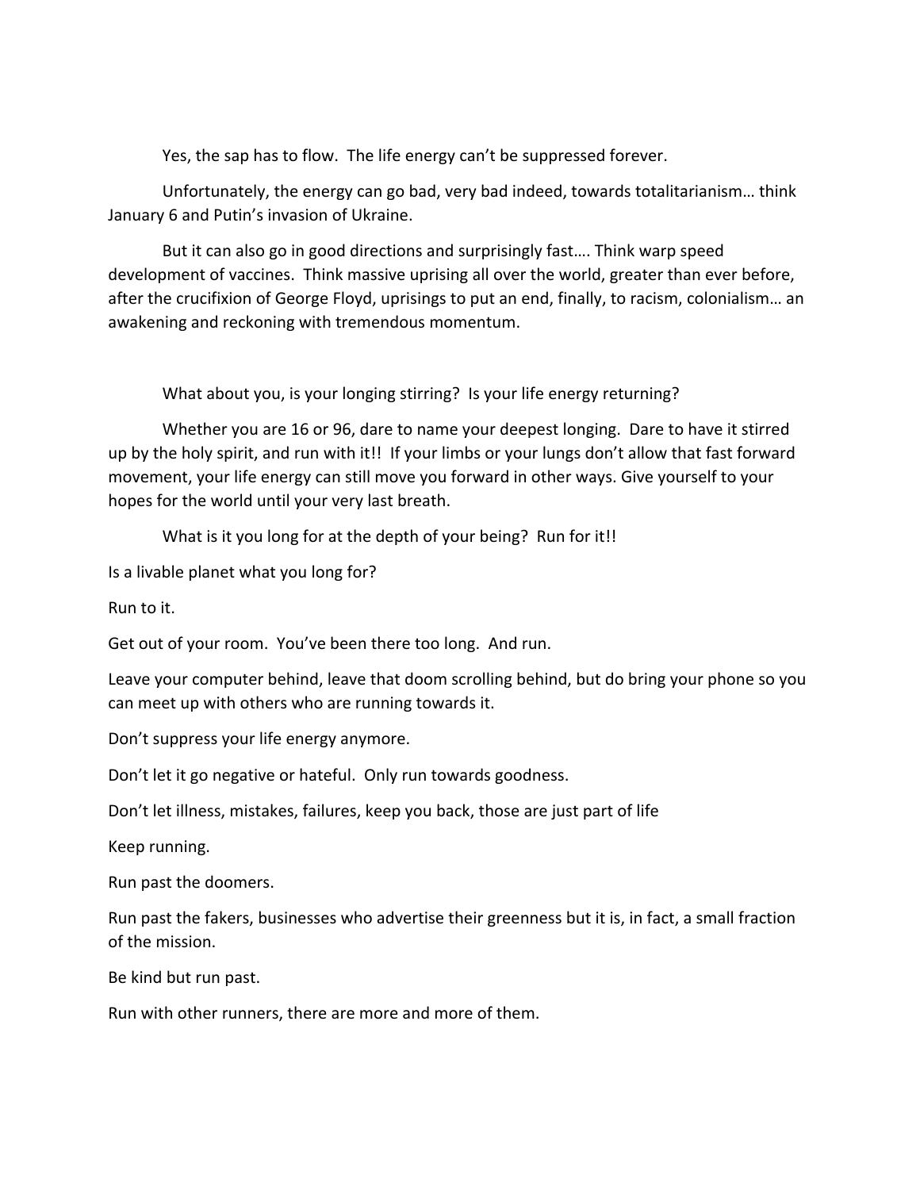Yes, the sap has to flow. The life energy can't be suppressed forever.

Unfortunately, the energy can go bad, very bad indeed, towards totalitarianism… think January 6 and Putin's invasion of Ukraine.

But it can also go in good directions and surprisingly fast…. Think warp speed development of vaccines. Think massive uprising all over the world, greater than ever before, after the crucifixion of George Floyd, uprisings to put an end, finally, to racism, colonialism… an awakening and reckoning with tremendous momentum.

What about you, is your longing stirring? Is your life energy returning?

Whether you are 16 or 96, dare to name your deepest longing. Dare to have it stirred up by the holy spirit, and run with it!! If your limbs or your lungs don't allow that fast forward movement, your life energy can still move you forward in other ways. Give yourself to your hopes for the world until your very last breath.

What is it you long for at the depth of your being? Run for it!!

Is a livable planet what you long for?

Run to it.

Get out of your room. You've been there too long. And run.

Leave your computer behind, leave that doom scrolling behind, but do bring your phone so you can meet up with others who are running towards it.

Don't suppress your life energy anymore.

Don't let it go negative or hateful. Only run towards goodness.

Don't let illness, mistakes, failures, keep you back, those are just part of life

Keep running.

Run past the doomers.

Run past the fakers, businesses who advertise their greenness but it is, in fact, a small fraction of the mission.

Be kind but run past.

Run with other runners, there are more and more of them.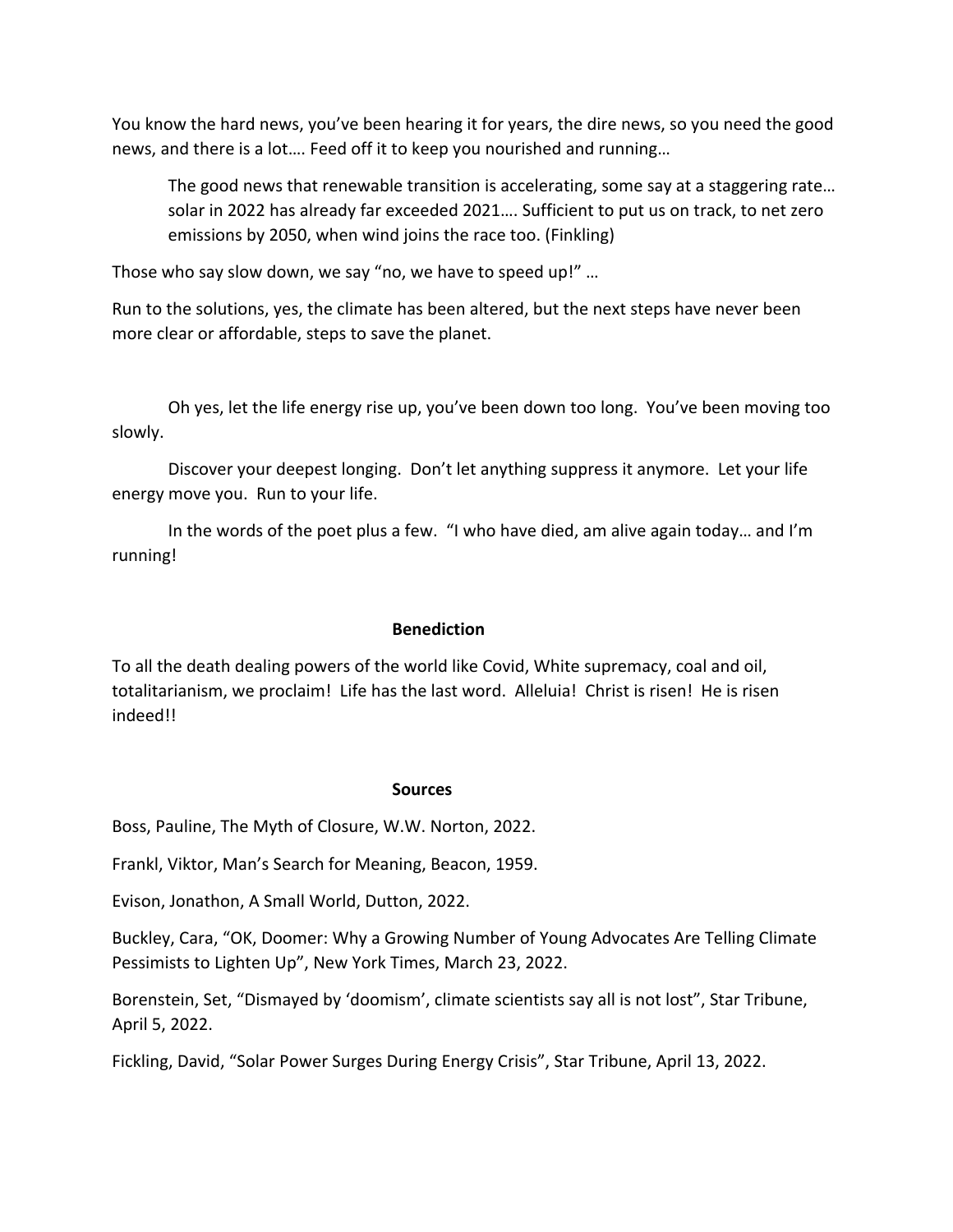You know the hard news, you've been hearing it for years, the dire news, so you need the good news, and there is a lot…. Feed off it to keep you nourished and running…

> The good news that renewable transition is accelerating, some say at a staggering rate… solar in 2022 has already far exceeded 2021…. Sufficient to put us on track, to net zero emissions by 2050, when wind joins the race too. (Finkling)

Those who say slow down, we say "no, we have to speed up!" …

Run to the solutions, yes, the climate has been altered, but the next steps have never been more clear or affordable, steps to save the planet.

Oh yes, let the life energy rise up, you've been down too long. You've been moving too slowly.

Discover your deepest longing. Don't let anything suppress it anymore. Let your life energy move you. Run to your life.

In the words of the poet plus a few. "I who have died, am alive again today… and I'm running!

**Benediction**

To all the death dealing powers of the world like Covid, White supremacy, coal and oil, totalitarianism, we proclaim! Life has the last word. Alleluia! Christ is risen! He is risen indeed!!

**Sources**

Boss, Pauline, The Myth of Closure, W.W. Norton, 2022.

Frankl, Viktor, Man's Search for Meaning, Beacon, 1959.

Evison, Jonathon, A Small World, Dutton, 2022.

Buckley, Cara, "OK, Doomer: Why a Growing Number of Young Advocates Are Telling Climate Pessimists to Lighten Up", New York Times, March 23, 2022.

Borenstein, Set, "Dismayed by 'doomism', climate scientists say all is not lost", Star Tribune, April 5, 2022.

Fickling, David, "Solar Power Surges During Energy Crisis", Star Tribune, April 13, 2022.